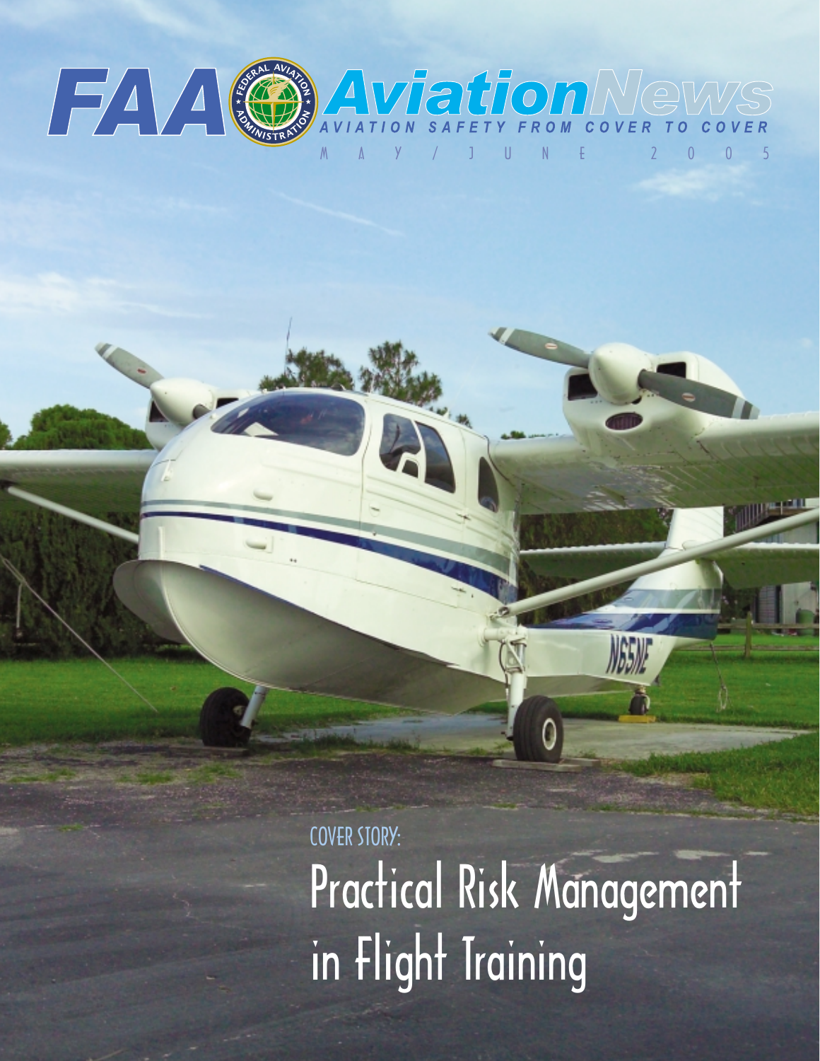# FAA Aviation News

AVIATION SAFETY FROM COVER TO COVER

MAY / JUNE 2005

COVER STORY:

## Practical Risk Management in Flight Training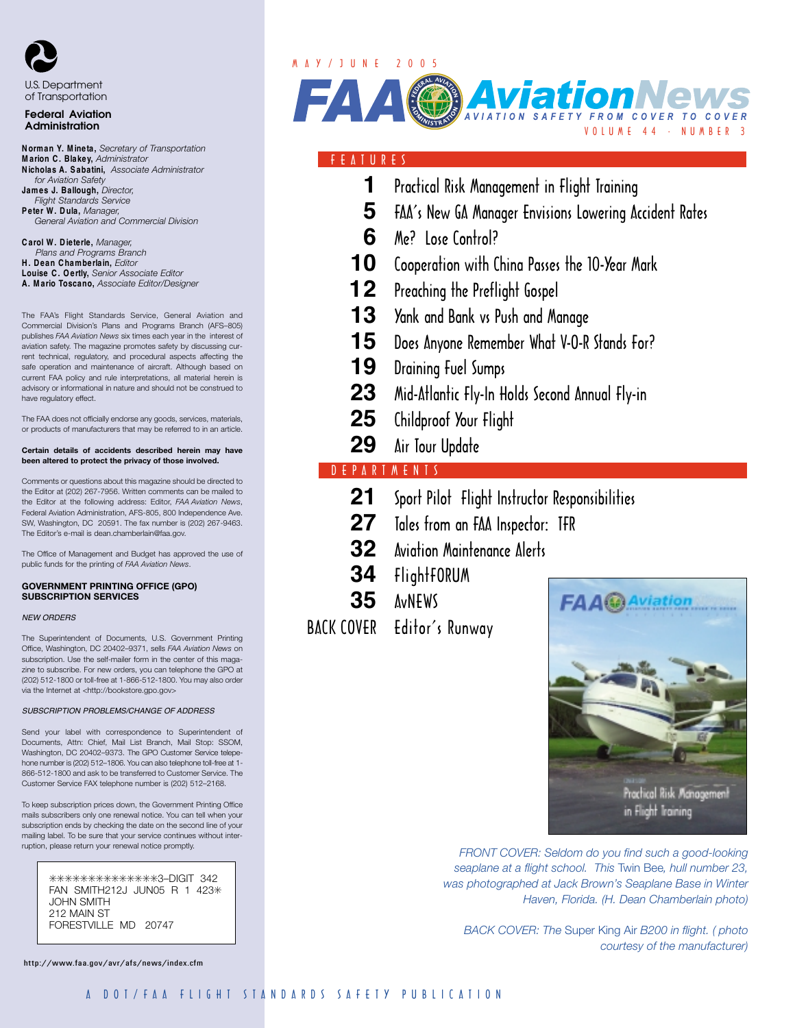U.S. Department of Transportation

**Federal Aviation Administration**

**Norman Y. Mineta,** *Secretary of Transportation*
**Marion C. Blakey,** *Administrator*
**Nicholas A. Sabatini,** *Associate Administrator for Aviation Safety*
**James J. Ballough,** *Director, Flight Standards Service*
**Peter W. Dula,** *Manager, General Aviation and Commercial Division*

**Carol W. Dieterle,** *Manager, Plans and Programs Branch*
**H. Dean Chamberlain,** *Editor*
**Louise C. Oertly,** *Senior Associate Editor*
**A. Mario Toscano,** *Associate Editor/Designer*

The FAA's Flight Standards Service, General Aviation and Commercial Division's Plans and Programs Branch (AFS–805) publishes *FAA Aviation News* six times each year in the interest of aviation safety. The magazine promotes safety by discussing current technical, regulatory, and procedural aspects affecting the safe operation and maintenance of aircraft. Although based on current FAA policy and rule interpretations, all material herein is advisory or informational in nature and should not be construed to have regulatory effect.

The FAA does not officially endorse any goods, services, materials, or products of manufacturers that may be referred to in an article.

**Certain details of accidents described herein may have been altered to protect the privacy of those involved.**

Comments or questions about this magazine should be directed to the Editor at (202) 267-7956. Written comments can be mailed to the Editor at the following address: Editor, *FAA Aviation News*, Federal Aviation Administration, AFS-805, 800 Independence Ave. SW, Washington, DC 20591. The fax number is (202) 267-9463. The Editor's e-mail is dean.chamberlain@faa.gov.

The Office of Management and Budget has approved the use of public funds for the printing of *FAA Aviation News*.

**GOVERNMENT PRINTING OFFICE (GPO) SUBSCRIPTION SERVICES**

*NEW ORDERS*

The Superintendent of Documents, U.S. Government Printing Office, Washington, DC 20402–9371, sells *FAA Aviation News* on subscription. Use the self-mailer form in the center of this magazine to subscribe. For new orders, you can telephone the GPO at (202) 512-1800 or toll-free at 1-866-512-1800. You may also order via the Internet at <http://bookstore.gpo.gov>

*SUBSCRIPTION PROBLEMS/CHANGE OF ADDRESS*

Send your label with correspondence to Superintendent of Documents, Attn: Chief, Mail List Branch, Mail Stop: SSOM, Washington, DC 20402–9373. The GPO Customer Service telephone number is (202) 512–1806. You can also telephone toll-free at 1-866-512-1800 and ask to be transferred to Customer Service. The Customer Service FAX telephone number is (202) 512–2168.

To keep subscription prices down, the Government Printing Office mails subscribers only one renewal notice. You can tell when your subscription ends by checking the date on the second line of your mailing label. To be sure that your service continues without interruption, please return your renewal notice promptly.

```
**************3–DIGIT 342
FAN SMITH212J JUN05 R 1 423*
JOHN SMITH
212 MAIN ST
FORESTVILLE MD 20747
```

http://www.faa.gov/avr/afs/news/index.cfm

MAY/JUNE 2005

# FAA Aviation News

AVIATION SAFETY FROM COVER TO COVER

VOLUME 44 · NUMBER 3

## FEATURES

1 Practical Risk Management in Flight Training
5 FAA's New GA Manager Envisions Lowering Accident Rates
6 Me? Lose Control?
10 Cooperation with China Passes the 10-Year Mark
12 Preaching the Preflight Gospel
13 Yank and Bank vs Push and Manage
15 Does Anyone Remember What V-O-R Stands For?
19 Draining Fuel Sumps
23 Mid-Atlantic Fly-In Holds Second Annual Fly-in
25 Childproof Your Flight
29 Air Tour Update

## DEPARTMENTS

21 Sport Pilot Flight Instructor Responsibilities
27 Tales from an FAA Inspector: TFR
32 Aviation Maintenance Alerts
34 FlightFORUM
35 AvNEWS
BACK COVER Editor's Runway

*FRONT COVER: Seldom do you find such a good-looking seaplane at a flight school. This* Twin Bee, *hull number 23, was photographed at Jack Brown's Seaplane Base in Winter Haven, Florida. (H. Dean Chamberlain photo)*

*BACK COVER: The* Super King Air *B200 in flight. ( photo courtesy of the manufacturer)*

A DOT/FAA FLIGHT STANDARDS SAFETY PUBLICATION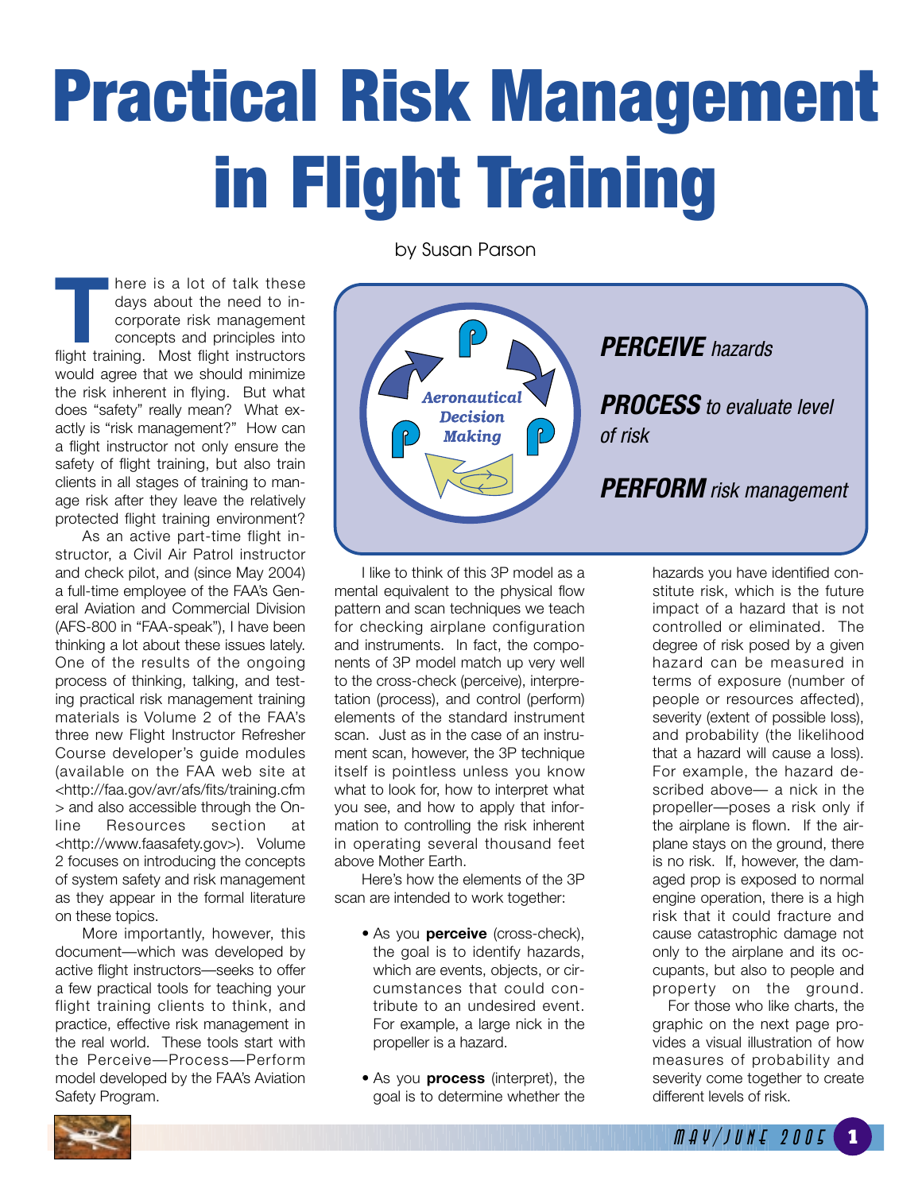# Practical Risk Management in Flight Training

by Susan Parson

There is a lot of talk these days about the need to incorporate risk management concepts and principles into flight training. Most flight instructors would agree that we should minimize the risk inherent in flying. But what does "safety" really mean? What exactly is "risk management?" How can a flight instructor not only ensure the safety of flight training, but also train clients in all stages of training to manage risk after they leave the relatively protected flight training environment?

As an active part-time flight instructor, a Civil Air Patrol instructor and check pilot, and (since May 2004) a full-time employee of the FAA's General Aviation and Commercial Division (AFS-800 in "FAA-speak"), I have been thinking a lot about these issues lately. One of the results of the ongoing process of thinking, talking, and testing practical risk management training materials is Volume 2 of the FAA's three new Flight Instructor Refresher Course developer's guide modules (available on the FAA web site at <http://faa.gov/avr/afs/fits/training.cfm> and also accessible through the Online Resources section at <http://www.faasafety.gov>). Volume 2 focuses on introducing the concepts of system safety and risk management as they appear in the formal literature on these topics.

More importantly, however, this document—which was developed by active flight instructors—seeks to offer a few practical tools for teaching your flight training clients to think, and practice, effective risk management in the real world. These tools start with the Perceive—Process—Perform model developed by the FAA's Aviation Safety Program.

Aeronautical Decision Making

***PERCEIVE*** *hazards*

***PROCESS*** *to evaluate level of risk*

***PERFORM*** *risk management*

I like to think of this 3P model as a mental equivalent to the physical flow pattern and scan techniques we teach for checking airplane configuration and instruments. In fact, the components of 3P model match up very well to the cross-check (perceive), interpretation (process), and control (perform) elements of the standard instrument scan. Just as in the case of an instrument scan, however, the 3P technique itself is pointless unless you know what to look for, how to interpret what you see, and how to apply that information to controlling the risk inherent in operating several thousand feet above Mother Earth.

Here's how the elements of the 3P scan are intended to work together:

- As you **perceive** (cross-check), the goal is to identify hazards, which are events, objects, or circumstances that could contribute to an undesired event. For example, a large nick in the propeller is a hazard.

- As you **process** (interpret), the goal is to determine whether the hazards you have identified constitute risk, which is the future impact of a hazard that is not controlled or eliminated. The degree of risk posed by a given hazard can be measured in terms of exposure (number of people or resources affected), severity (extent of possible loss), and probability (the likelihood that a hazard will cause a loss). For example, the hazard described above— a nick in the propeller—poses a risk only if the airplane is flown. If the airplane stays on the ground, there is no risk. If, however, the damaged prop is exposed to normal engine operation, there is a high risk that it could fracture and cause catastrophic damage not only to the airplane and its occupants, but also to people and property on the ground.

For those who like charts, the graphic on the next page provides a visual illustration of how measures of probability and severity come together to create different levels of risk.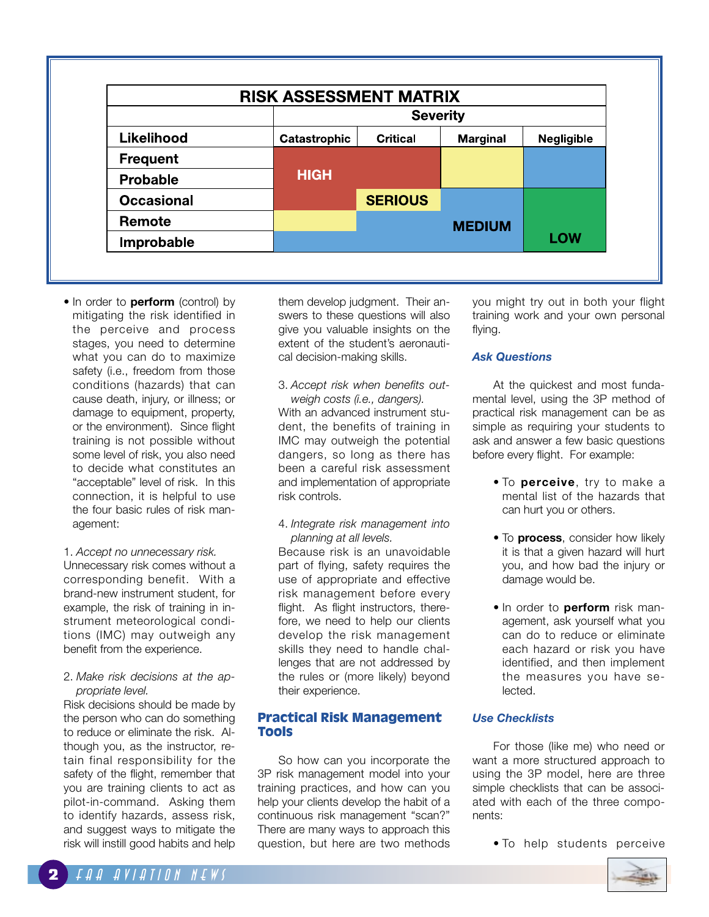| RISK ASSESSMENT MATRIX | | | | |
|---|---|---|---|---|
| | Severity | | | |
| **Likelihood** | **Catastrophic** | **Critical** | **Marginal** | **Negligible** |
| **Frequent** | HIGH | HIGH | SERIOUS | MEDIUM |
| **Probable** | HIGH | HIGH | SERIOUS | MEDIUM |
| **Occasional** | HIGH | SERIOUS | MEDIUM | LOW |
| **Remote** | SERIOUS | MEDIUM | MEDIUM | LOW |
| **Improbable** | MEDIUM | MEDIUM | MEDIUM | LOW |

- In order to **perform** (control) by mitigating the risk identified in the perceive and process stages, you need to determine what you can do to maximize safety (i.e., freedom from those conditions (hazards) that can cause death, injury, or illness; or damage to equipment, property, or the environment). Since flight training is not possible without some level of risk, you also need to decide what constitutes an "acceptable" level of risk. In this connection, it is helpful to use the four basic rules of risk management:

1. *Accept no unnecessary risk.*
Unnecessary risk comes without a corresponding benefit. With a brand-new instrument student, for example, the risk of training in instrument meteorological conditions (IMC) may outweigh any benefit from the experience.

2. *Make risk decisions at the appropriate level.*
Risk decisions should be made by the person who can do something to reduce or eliminate the risk. Although you, as the instructor, retain final responsibility for the safety of the flight, remember that you are training clients to act as pilot-in-command. Asking them to identify hazards, assess risk, and suggest ways to mitigate the risk will instill good habits and help them develop judgment. Their answers to these questions will also give you valuable insights on the extent of the student's aeronautical decision-making skills.

3. *Accept risk when benefits outweigh costs (i.e., dangers).*
With an advanced instrument student, the benefits of training in IMC may outweigh the potential dangers, so long as there has been a careful risk assessment and implementation of appropriate risk controls.

4. *Integrate risk management into planning at all levels.*
Because risk is an unavoidable part of flying, safety requires the use of appropriate and effective risk management before every flight. As flight instructors, therefore, we need to help our clients develop the risk management skills they need to handle challenges that are not addressed by the rules or (more likely) beyond their experience.

## Practical Risk Management Tools

So how can you incorporate the 3P risk management model into your training practices, and how can you help your clients develop the habit of a continuous risk management "scan?" There are many ways to approach this question, but here are two methods you might try out in both your flight training work and your own personal flying.

### *Ask Questions*

At the quickest and most fundamental level, using the 3P method of practical risk management can be as simple as requiring your students to ask and answer a few basic questions before every flight. For example:

- To **perceive**, try to make a mental list of the hazards that can hurt you or others.
- To **process**, consider how likely it is that a given hazard will hurt you, and how bad the injury or damage would be.
- In order to **perform** risk management, ask yourself what you can do to reduce or eliminate each hazard or risk you have identified, and then implement the measures you have selected.

### *Use Checklists*

For those (like me) who need or want a more structured approach to using the 3P model, here are three simple checklists that can be associated with each of the three components:

- To help students perceive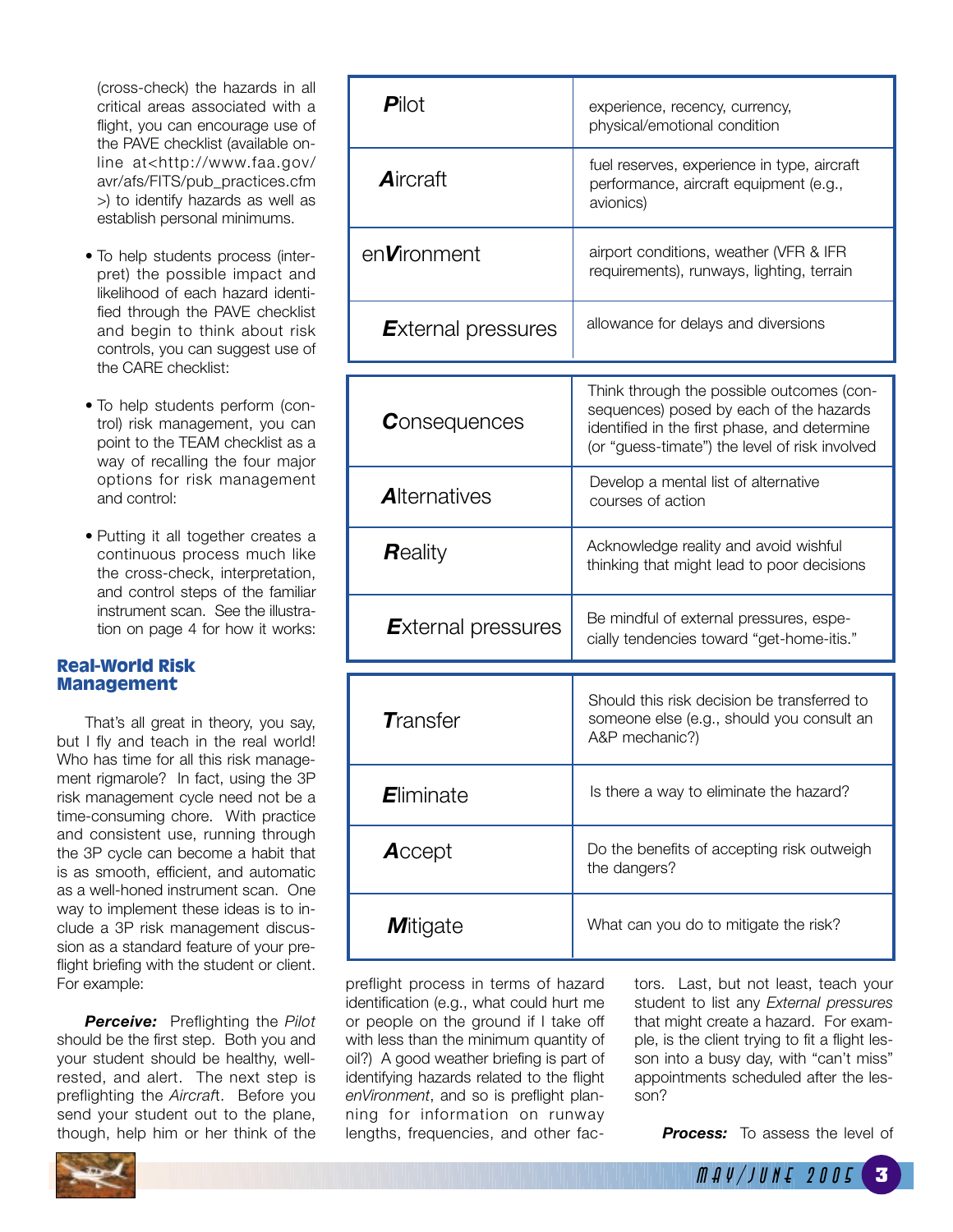(cross-check) the hazards in all critical areas associated with a flight, you can encourage use of the PAVE checklist (available online at<http://www.faa.gov/avr/afs/FITS/pub_practices.cfm>) to identify hazards as well as establish personal minimums.

| | |
|---|---|
| ***P**ilot* | experience, recency, currency, physical/emotional condition |
| ***A**ircraft* | fuel reserves, experience in type, aircraft performance, aircraft equipment (e.g., avionics) |
| *en**V**ironment* | airport conditions, weather (VFR & IFR requirements), runways, lighting, terrain |
| ***E**xternal pressures* | allowance for delays and diversions |

- To help students process (interpret) the possible impact and likelihood of each hazard identified through the PAVE checklist and begin to think about risk controls, you can suggest use of the CARE checklist:

| | |
|---|---|
| ***C**onsequences* | Think through the possible outcomes (consequences) posed by each of the hazards identified in the first phase, and determine (or "guess-timate") the level of risk involved |
| ***A**lternatives* | Develop a mental list of alternative courses of action |
| ***R**eality* | Acknowledge reality and avoid wishful thinking that might lead to poor decisions |
| ***E**xternal pressures* | Be mindful of external pressures, especially tendencies toward "get-home-itis." |

- To help students perform (control) risk management, you can point to the TEAM checklist as a way of recalling the four major options for risk management and control:

| | |
|---|---|
| ***T**ransfer* | Should this risk decision be transferred to someone else (e.g., should you consult an A&P mechanic?) |
| ***E**liminate* | Is there a way to eliminate the hazard? |
| ***A**ccept* | Do the benefits of accepting risk outweigh the dangers? |
| ***M**itigate* | What can you do to mitigate the risk? |

- Putting it all together creates a continuous process much like the cross-check, interpretation, and control steps of the familiar instrument scan. See the illustration on page 4 for how it works:

## Real-World Risk Management

That's all great in theory, you say, but I fly and teach in the real world! Who has time for all this risk management rigmarole? In fact, using the 3P risk management cycle need not be a time-consuming chore. With practice and consistent use, running through the 3P cycle can become a habit that is as smooth, efficient, and automatic as a well-honed instrument scan. One way to implement these ideas is to include a 3P risk management discussion as a standard feature of your preflight briefing with the student or client. For example:

***Perceive:*** Preflighting the *Pilot* should be the first step. Both you and your student should be healthy, well-rested, and alert. The next step is preflighting the *Aircraft*. Before you send your student out to the plane, though, help him or her think of the preflight process in terms of hazard identification (e.g., what could hurt me or people on the ground if I take off with less than the minimum quantity of oil?) A good weather briefing is part of identifying hazards related to the flight *enVironment*, and so is preflight planning for information on runway lengths, frequencies, and other factors. Last, but not least, teach your student to list any *External pressures* that might create a hazard. For example, is the client trying to fit a flight lesson into a busy day, with "can't miss" appointments scheduled after the lesson?

***Process:*** To assess the level of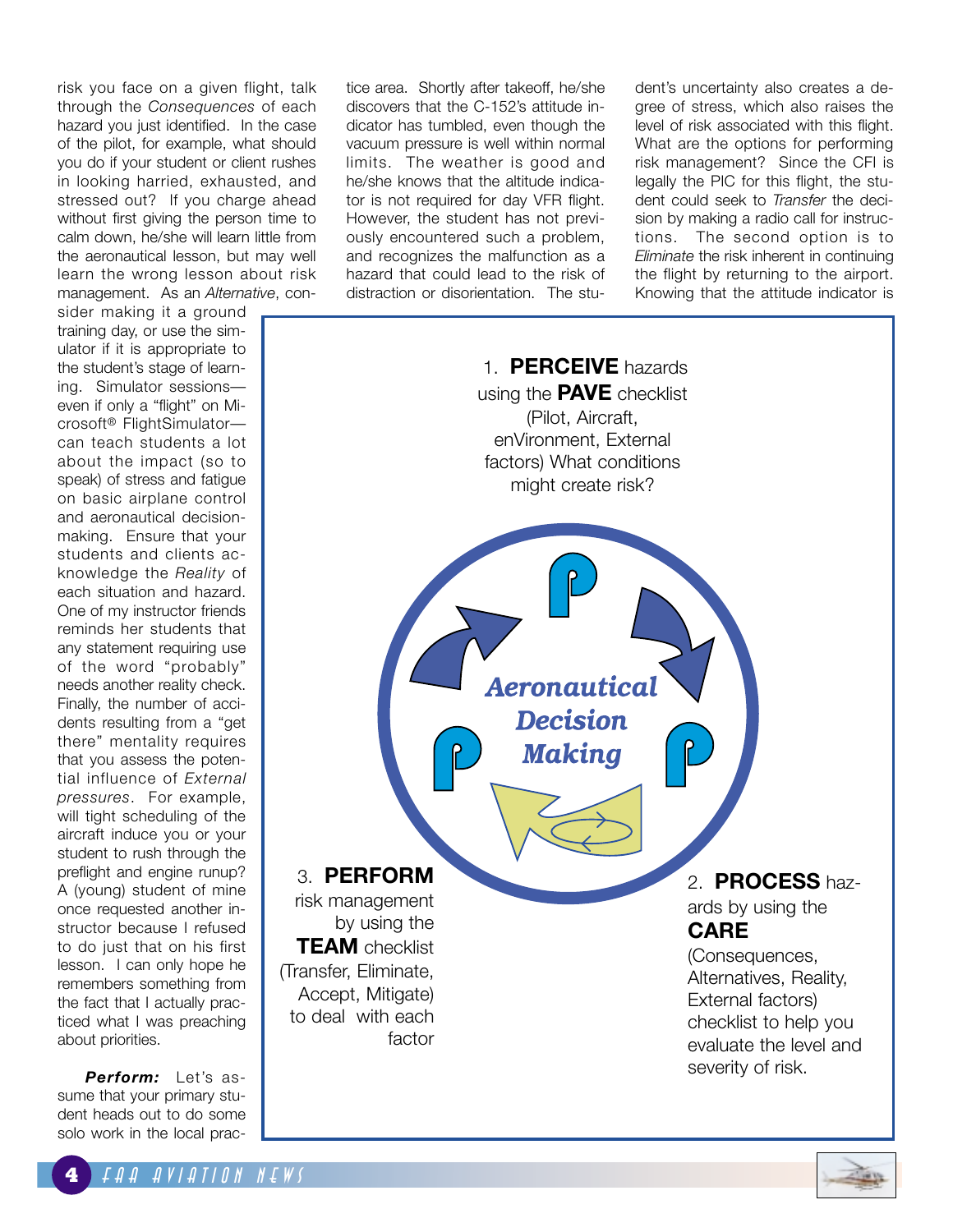risk you face on a given flight, talk through the *Consequences* of each hazard you just identified. In the case of the pilot, for example, what should you do if your student or client rushes in looking harried, exhausted, and stressed out? If you charge ahead without first giving the person time to calm down, he/she will learn little from the aeronautical lesson, but may well learn the wrong lesson about risk management. As an *Alternative*, consider making it a ground training day, or use the simulator if it is appropriate to the student's stage of learning. Simulator sessions—even if only a "flight" on Microsoft® FlightSimulator—can teach students a lot about the impact (so to speak) of stress and fatigue on basic airplane control and aeronautical decision-making. Ensure that your students and clients acknowledge the *Reality* of each situation and hazard. One of my instructor friends reminds her students that any statement requiring use of the word "probably" needs another reality check. Finally, the number of accidents resulting from a "get there" mentality requires that you assess the potential influence of *External pressures*. For example, will tight scheduling of the aircraft induce you or your student to rush through the preflight and engine runup? A (young) student of mine once requested another instructor because I refused to do just that on his first lesson. I can only hope he remembers something from the fact that I actually practiced what I was preaching about priorities.

***Perform:*** Let's assume that your primary student heads out to do some solo work in the local practice area. Shortly after takeoff, he/she discovers that the C-152's attitude indicator has tumbled, even though the vacuum pressure is well within normal limits. The weather is good and he/she knows that the altitude indicator is not required for day VFR flight. However, the student has not previously encountered such a problem, and recognizes the malfunction as a hazard that could lead to the risk of distraction or disorientation. The student's uncertainty also creates a degree of stress, which also raises the level of risk associated with this flight. What are the options for performing risk management? Since the CFI is legally the PIC for this flight, the student could seek to *Transfer* the decision by making a radio call for instructions. The second option is to *Eliminate* the risk inherent in continuing the flight by returning to the airport. Knowing that the attitude indicator is

---

1. **PERCEIVE** hazards using the **PAVE** checklist (Pilot, Aircraft, enVironment, External factors) What conditions might create risk?

**Aeronautical Decision Making**

2. **PROCESS** hazards by using the **CARE** (Consequences, Alternatives, Reality, External factors) checklist to help you evaluate the level and severity of risk.

3. **PERFORM** risk management by using the **TEAM** checklist (Transfer, Eliminate, Accept, Mitigate) to deal with each factor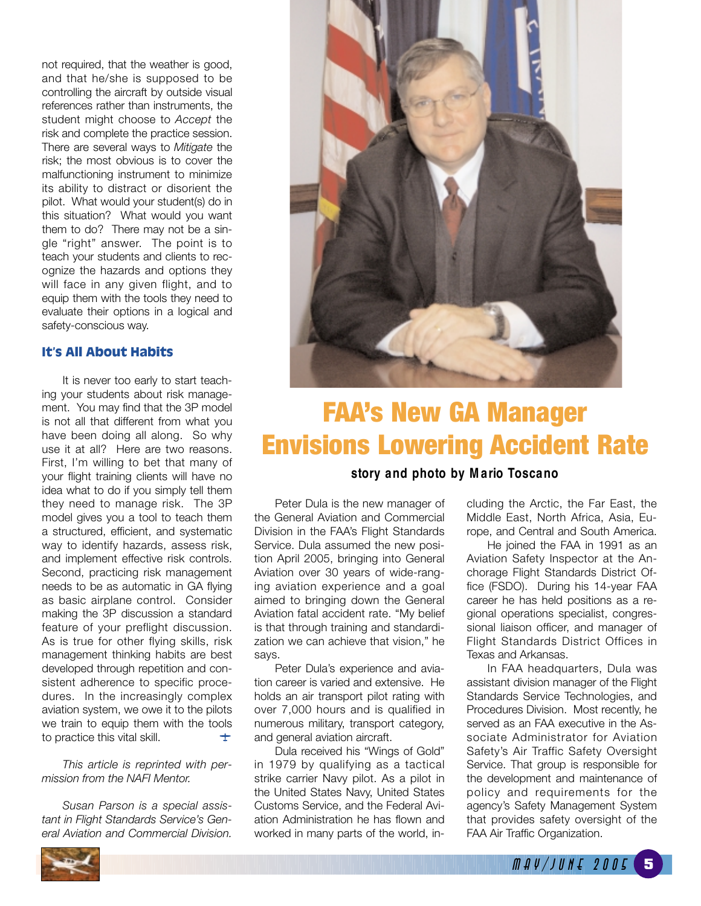not required, that the weather is good, and that he/she is supposed to be controlling the aircraft by outside visual references rather than instruments, the student might choose to *Accept* the risk and complete the practice session. There are several ways to *Mitigate* the risk; the most obvious is to cover the malfunctioning instrument to minimize its ability to distract or disorient the pilot. What would your student(s) do in this situation? What would you want them to do? There may not be a single "right" answer. The point is to teach your students and clients to recognize the hazards and options they will face in any given flight, and to equip them with the tools they need to evaluate their options in a logical and safety-conscious way.

### It's All About Habits

It is never too early to start teaching your students about risk management. You may find that the 3P model is not all that different from what you have been doing all along. So why use it at all? Here are two reasons. First, I'm willing to bet that many of your flight training clients will have no idea what to do if you simply tell them they need to manage risk. The 3P model gives you a tool to teach them a structured, efficient, and systematic way to identify hazards, assess risk, and implement effective risk controls. Second, practicing risk management needs to be as automatic in GA flying as basic airplane control. Consider making the 3P discussion a standard feature of your preflight discussion. As is true for other flying skills, risk management thinking habits are best developed through repetition and consistent adherence to specific procedures. In the increasingly complex aviation system, we owe it to the pilots we train to equip them with the tools to practice this vital skill.

*This article is reprinted with permission from the NAFI Mentor.*

*Susan Parson is a special assistant in Flight Standards Service's General Aviation and Commercial Division.*

# FAA's New GA Manager Envisions Lowering Accident Rate

**story and photo by Mario Toscano**

Peter Dula is the new manager of the General Aviation and Commercial Division in the FAA's Flight Standards Service. Dula assumed the new position April 2005, bringing into General Aviation over 30 years of wide-ranging aviation experience and a goal aimed to bringing down the General Aviation fatal accident rate. "My belief is that through training and standardization we can achieve that vision," he says.

Peter Dula's experience and aviation career is varied and extensive. He holds an air transport pilot rating with over 7,000 hours and is qualified in numerous military, transport category, and general aviation aircraft.

Dula received his "Wings of Gold" in 1979 by qualifying as a tactical strike carrier Navy pilot. As a pilot in the United States Navy, United States Customs Service, and the Federal Aviation Administration he has flown and worked in many parts of the world, including the Arctic, the Far East, the Middle East, North Africa, Asia, Europe, and Central and South America.

He joined the FAA in 1991 as an Aviation Safety Inspector at the Anchorage Flight Standards District Office (FSDO). During his 14-year FAA career he has held positions as a regional operations specialist, congressional liaison officer, and manager of Flight Standards District Offices in Texas and Arkansas.

In FAA headquarters, Dula was assistant division manager of the Flight Standards Service Technologies, and Procedures Division. Most recently, he served as an FAA executive in the Associate Administrator for Aviation Safety's Air Traffic Safety Oversight Service. That group is responsible for the development and maintenance of policy and requirements for the agency's Safety Management System that provides safety oversight of the FAA Air Traffic Organization.